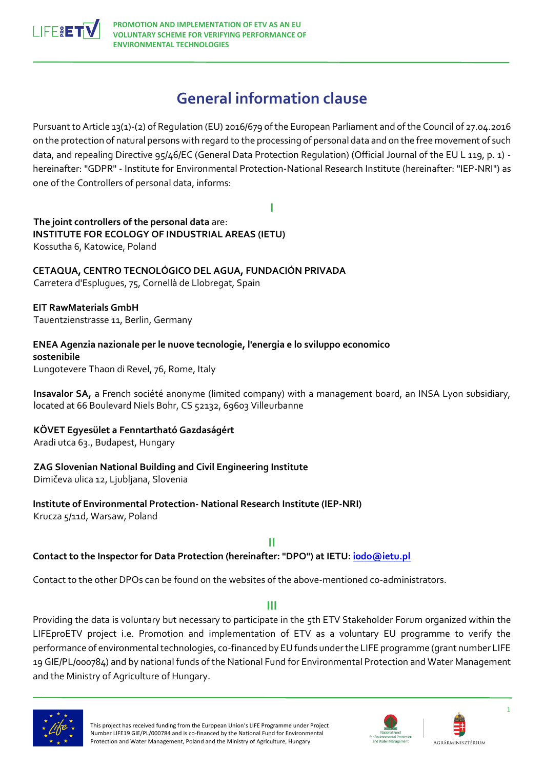# General information clause

Pursuant to Article 13(1)-(2) of Regulation (EU) 2016/679 of the European Parliament and of the Council of 27.04.2016 on the protection of natural persons with regard to the processing of personal data and on the free movement of such data, and repealing Directive 95/46/EC (General Data Protection Regulation) (Official Journal of the EU L 119, p. 1) - hereinafter: "GDPR" - Institute for Environmental Protection-National Research Institute (hereinafter: "IEP-NRI") as one of the Controllers of personal data, informs:

## I

**The joint controllers of the personal data** are:

**INSTITUTE FOR ECOLOGY OF INDUSTRIAL AREAS (IETU)**
Kossutha 6, Katowice, Poland

**CETAQUA, CENTRO TECNOLÓGICO DEL AGUA, FUNDACIÓN PRIVADA**
Carretera d'Esplugues, 75, Cornellà de Llobregat, Spain

**EIT RawMaterials GmbH**
Tauentzienstrasse 11, Berlin, Germany

**ENEA Agenzia nazionale per le nuove tecnologie, l'energia e lo sviluppo economico sostenibile**
Lungotevere Thaon di Revel, 76, Rome, Italy

**Insavalor SA,** a French société anonyme (limited company) with a management board, an INSA Lyon subsidiary, located at 66 Boulevard Niels Bohr, CS 52132, 69603 Villeurbanne

**KÖVET Egyesület a Fenntartható Gazdaságért**
Aradi utca 63., Budapest, Hungary

**ZAG Slovenian National Building and Civil Engineering Institute**
Dimičeva ulica 12, Ljubljana, Slovenia

**Institute of Environmental Protection- National Research Institute (IEP-NRI)**
Krucza 5/11d, Warsaw, Poland

## II

**Contact to the Inspector for Data Protection (hereinafter: "DPO") at IETU: iodo@ietu.pl**

Contact to the other DPOs can be found on the websites of the above-mentioned co-administrators.

## III

Providing the data is voluntary but necessary to participate in the 5th ETV Stakeholder Forum organized within the LIFEproETV project i.e. Promotion and implementation of ETV as a voluntary EU programme to verify the performance of environmental technologies, co-financed by EU funds under the LIFE programme (grant number LIFE 19 GIE/PL/000784) and by national funds of the National Fund for Environmental Protection and Water Management and the Ministry of Agriculture of Hungary.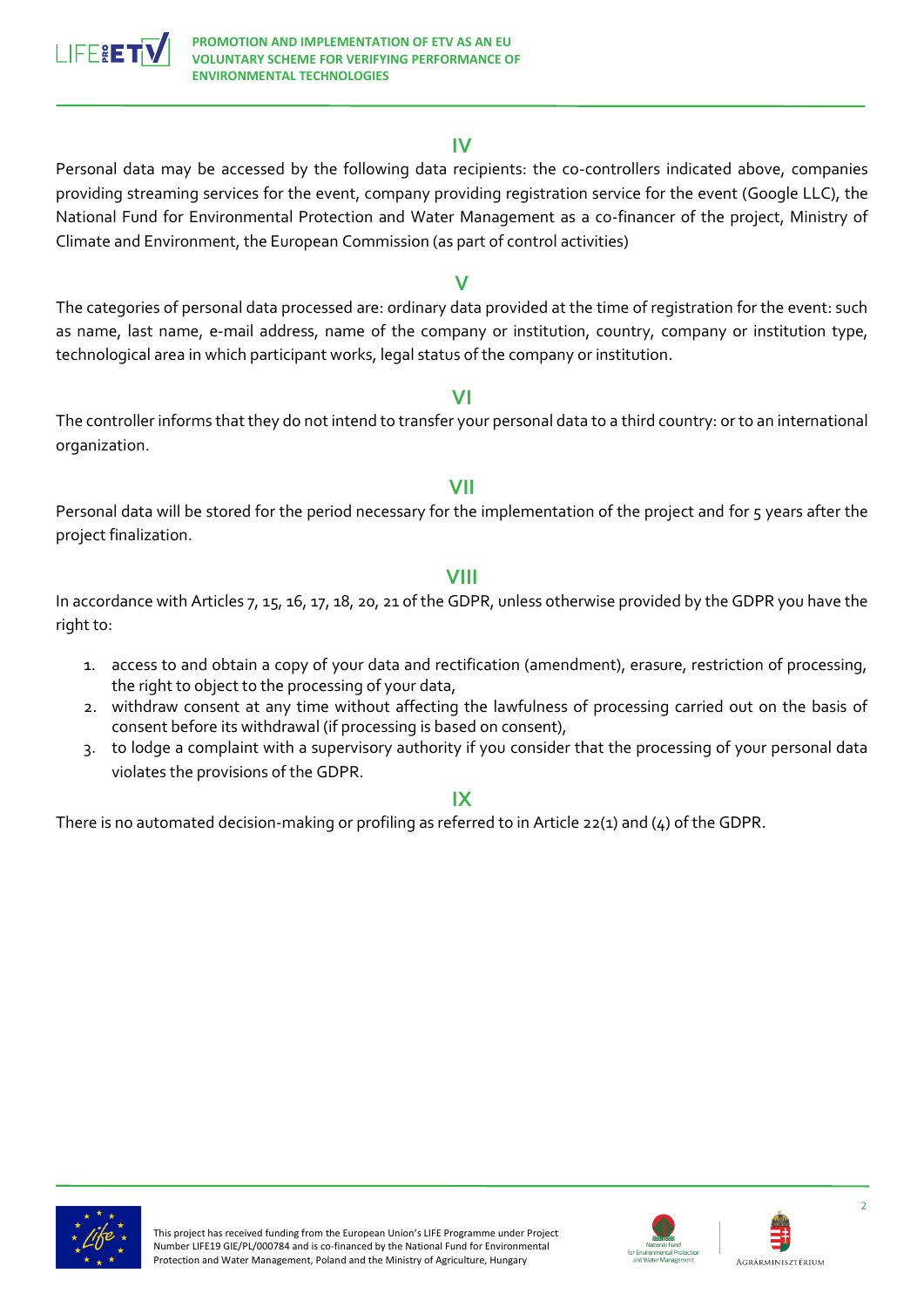## IV

Personal data may be accessed by the following data recipients: the co-controllers indicated above, companies providing streaming services for the event, company providing registration service for the event (Google LLC), the National Fund for Environmental Protection and Water Management as a co-financer of the project, Ministry of Climate and Environment, the European Commission (as part of control activities)

## V

The categories of personal data processed are: ordinary data provided at the time of registration for the event: such as name, last name, e-mail address, name of the company or institution, country, company or institution type, technological area in which participant works, legal status of the company or institution.

## VI

The controller informs that they do not intend to transfer your personal data to a third country: or to an international organization.

## VII

Personal data will be stored for the period necessary for the implementation of the project and for 5 years after the project finalization.

## VIII

In accordance with Articles 7, 15, 16, 17, 18, 20, 21 of the GDPR, unless otherwise provided by the GDPR you have the right to:

1. access to and obtain a copy of your data and rectification (amendment), erasure, restriction of processing, the right to object to the processing of your data,
2. withdraw consent at any time without affecting the lawfulness of processing carried out on the basis of consent before its withdrawal (if processing is based on consent),
3. to lodge a complaint with a supervisory authority if you consider that the processing of your personal data violates the provisions of the GDPR.

## IX

There is no automated decision-making or profiling as referred to in Article 22(1) and (4) of the GDPR.